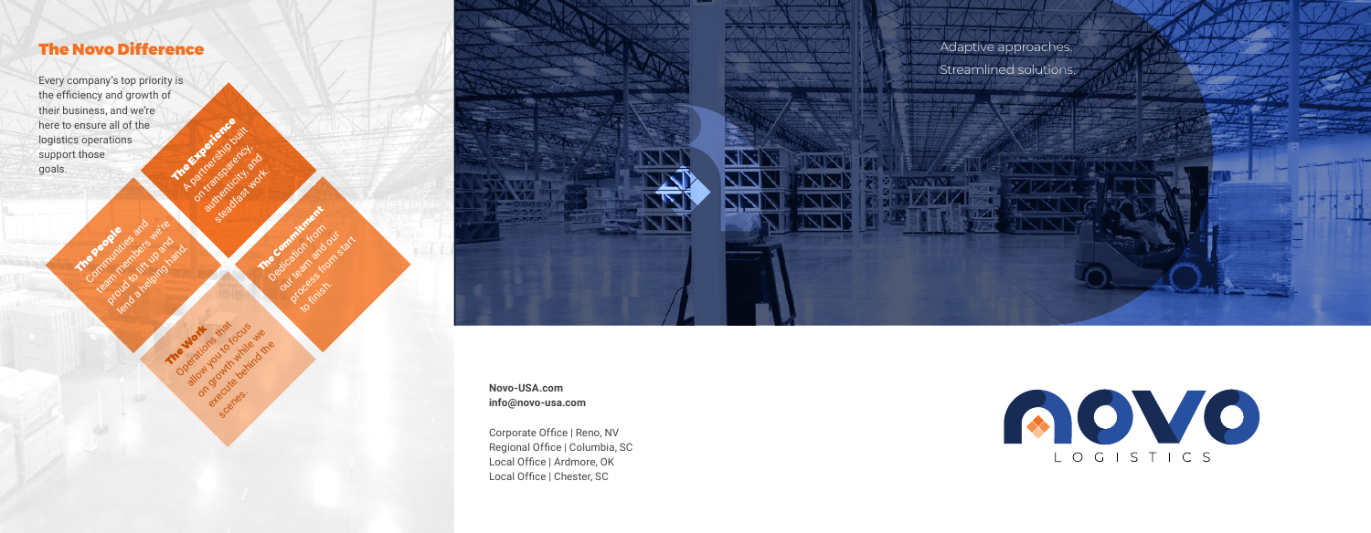## The Novo Difference

Every company's top priority is the efficiency and growth of their business, and we're here to ensure all of the logistics operations support those goals.

**The Experience**
A partnership built on transparency, authenticity, and steadfast work.

**The People**
Communities and team members we're proud to lift up and lend a helping hand.

**The Commitment**
Dedication from our team and our process from start to finish.

**The Work**
Operations that allow you to focus on growth while we execute behind the scenes.

Adaptive approaches.
Streamlined solutions.

**Novo-USA.com**
**info@novo-usa.com**

Corporate Office | Reno, NV
Regional Office | Columbia, SC
Local Office | Ardmore, OK
Local Office | Chester, SC

NOVO
LOGISTICS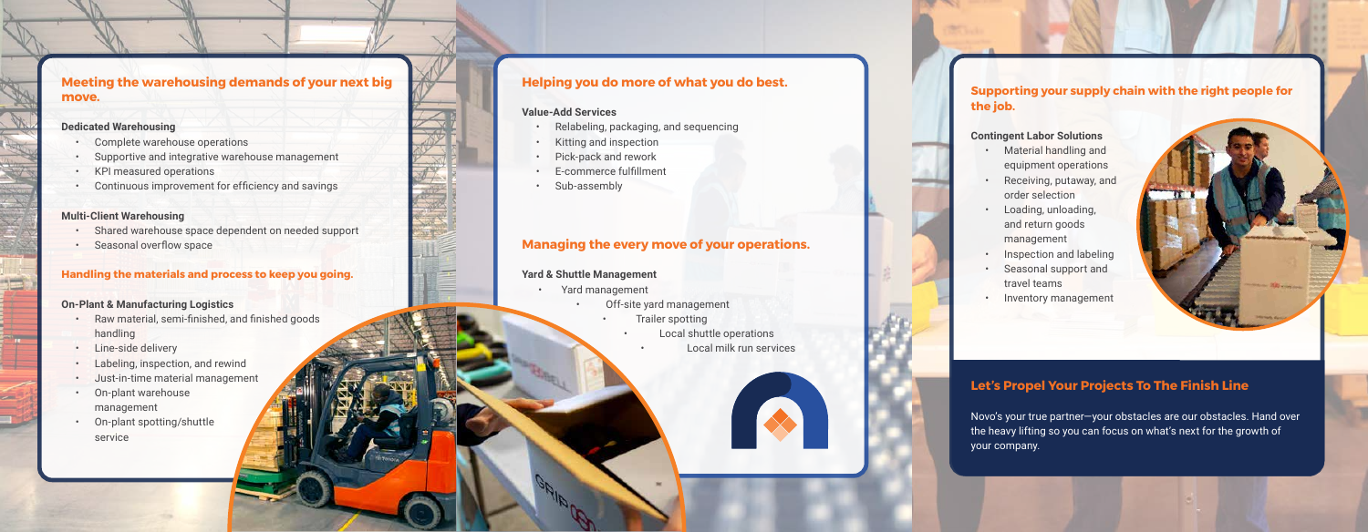## Meeting the warehousing demands of your next big move.

**Dedicated Warehousing**

- Complete warehouse operations
- Supportive and integrative warehouse management
- KPI measured operations
- Continuous improvement for efficiency and savings

**Multi-Client Warehousing**

- Shared warehouse space dependent on needed support
- Seasonal overflow space

## Handling the materials and process to keep you going.

**On-Plant & Manufacturing Logistics**

- Raw material, semi-finished, and finished goods handling
- Line-side delivery
- Labeling, inspection, and rewind
- Just-in-time material management
- On-plant warehouse management
- On-plant spotting/shuttle service

## Helping you do more of what you do best.

**Value-Add Services**

- Relabeling, packaging, and sequencing
- Kitting and inspection
- Pick-pack and rework
- E-commerce fulfillment
- Sub-assembly

## Managing the every move of your operations.

**Yard & Shuttle Management**

- Yard management
- Off-site yard management
- Trailer spotting
- Local shuttle operations
- Local milk run services

## Supporting your supply chain with the right people for the job.

**Contingent Labor Solutions**

- Material handling and equipment operations
- Receiving, putaway, and order selection
- Loading, unloading, and return goods management
- Inspection and labeling
- Seasonal support and travel teams
- Inventory management

## Let's Propel Your Projects To The Finish Line

Novo's your true partner—your obstacles are our obstacles. Hand over the heavy lifting so you can focus on what's next for the growth of your company.